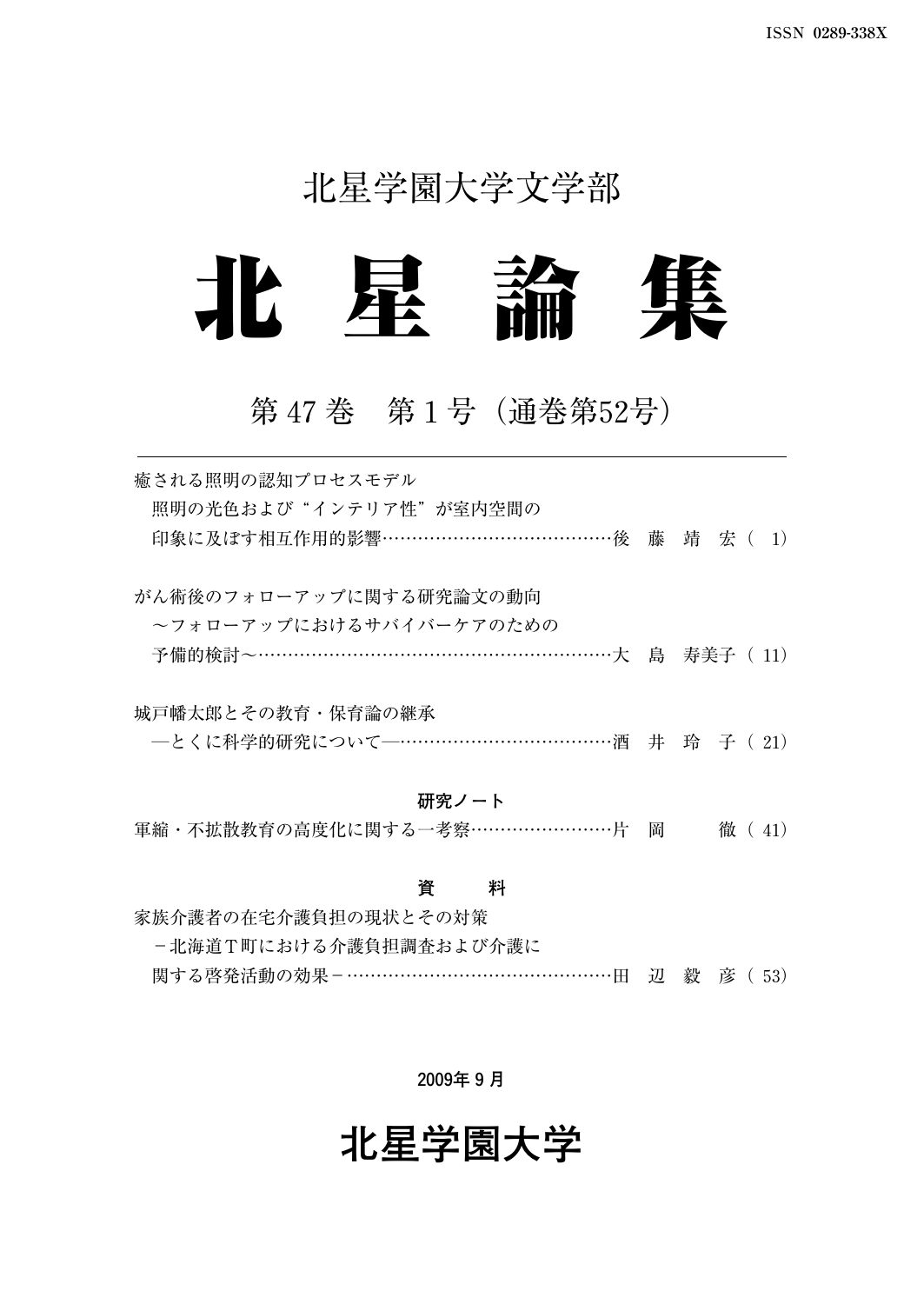ISSN 0289-338X

北星学園大学文学部

# 北 星 論 集

## 第 47 巻　第 1 号（通巻第52号）

---

癒される照明の認知プロセスモデル
　照明の光色および“インテリア性”が室内空間の
　印象に及ぼす相互作用的影響……………………………………後　藤　靖　宏（ 1）

がん術後のフォローアップに関する研究論文の動向
　～フォローアップにおけるサバイバーケアのための
　予備的検討～…………………………………………………………大　島　寿美子（ 11）

城戸幡太郎とその教育・保育論の継承
　―とくに科学的研究について―…………………………………酒　井　玲　子（ 21）

**研究ノート**

軍縮・不拡散教育の高度化に関する一考察……………………片　岡　　　徹（ 41）

**資　　料**

家族介護者の在宅介護負担の現状とその対策
　－北海道Ｔ町における介護負担調査および介護に
　関する啓発活動の効果－…………………………………………田　辺　毅　彦（ 53）

2009年 9 月

# 北星学園大学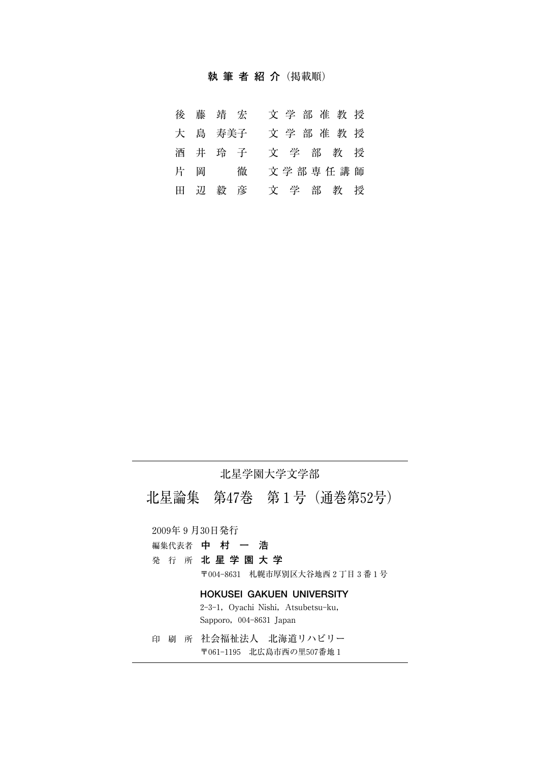## 執筆者紹介（掲載順）

| | |
|---|---|
| 後藤靖宏 | 文学部准教授 |
| 大島寿美子 | 文学部准教授 |
| 酒井玲子 | 文学部教授 |
| 片岡徹 | 文学部専任講師 |
| 田辺毅彦 | 文学部教授 |

---

北星学園大学文学部

# 北星論集　第47巻　第１号（通巻第52号）

2009年９月30日発行

編集代表者　**中村一浩**

発行所　**北星学園大学**

〒004-8631　札幌市厚別区大谷地西２丁目３番１号

**HOKUSEI GAKUEN UNIVERSITY**

2-3-1, Oyachi Nishi, Atsubetsu-ku,
Sapporo, 004-8631 Japan

印刷所　社会福祉法人　北海道リハビリー

〒061-1195　北広島市西の里507番地１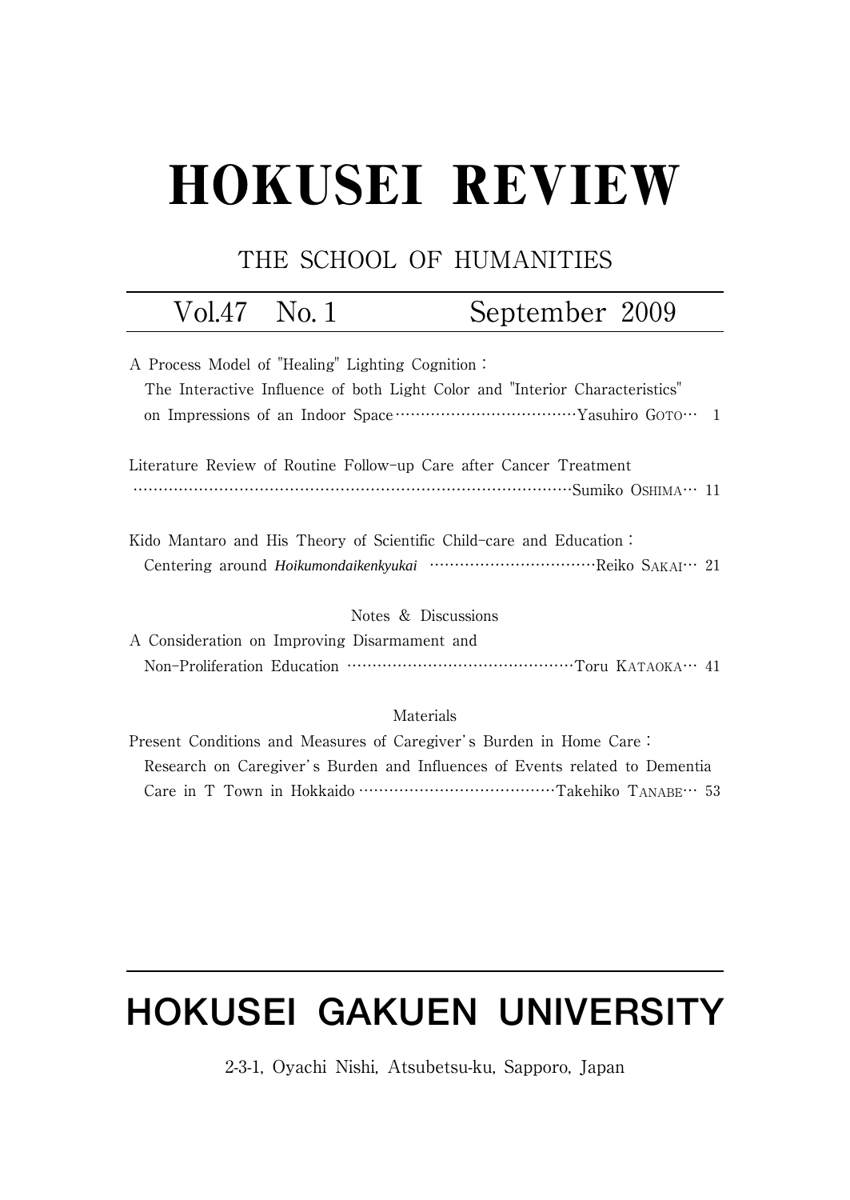# HOKUSEI REVIEW

THE SCHOOL OF HUMANITIES

Vol.47 No. 1 September 2009

A Process Model of "Healing" Lighting Cognition :
The Interactive Influence of both Light Color and "Interior Characteristics" on Impressions of an Indoor Space ………………………………Yasuhiro GOTO… 1

Literature Review of Routine Follow-up Care after Cancer Treatment
………………………………………………………………………………Sumiko OSHIMA… 11

Kido Mantaro and His Theory of Scientific Child-care and Education :
Centering around *Hoikumondaikenkyukai* ……………………………Reiko SAKAI… 21

Notes & Discussions

A Consideration on Improving Disarmament and
Non-Proliferation Education ………………………………………Toru KATAOKA… 41

Materials

Present Conditions and Measures of Caregiver's Burden in Home Care :
Research on Caregiver's Burden and Influences of Events related to Dementia Care in T Town in Hokkaido …………………………………Takehiko TANABE… 53

## HOKUSEI GAKUEN UNIVERSITY

2-3-1, Oyachi Nishi, Atsubetsu-ku, Sapporo, Japan